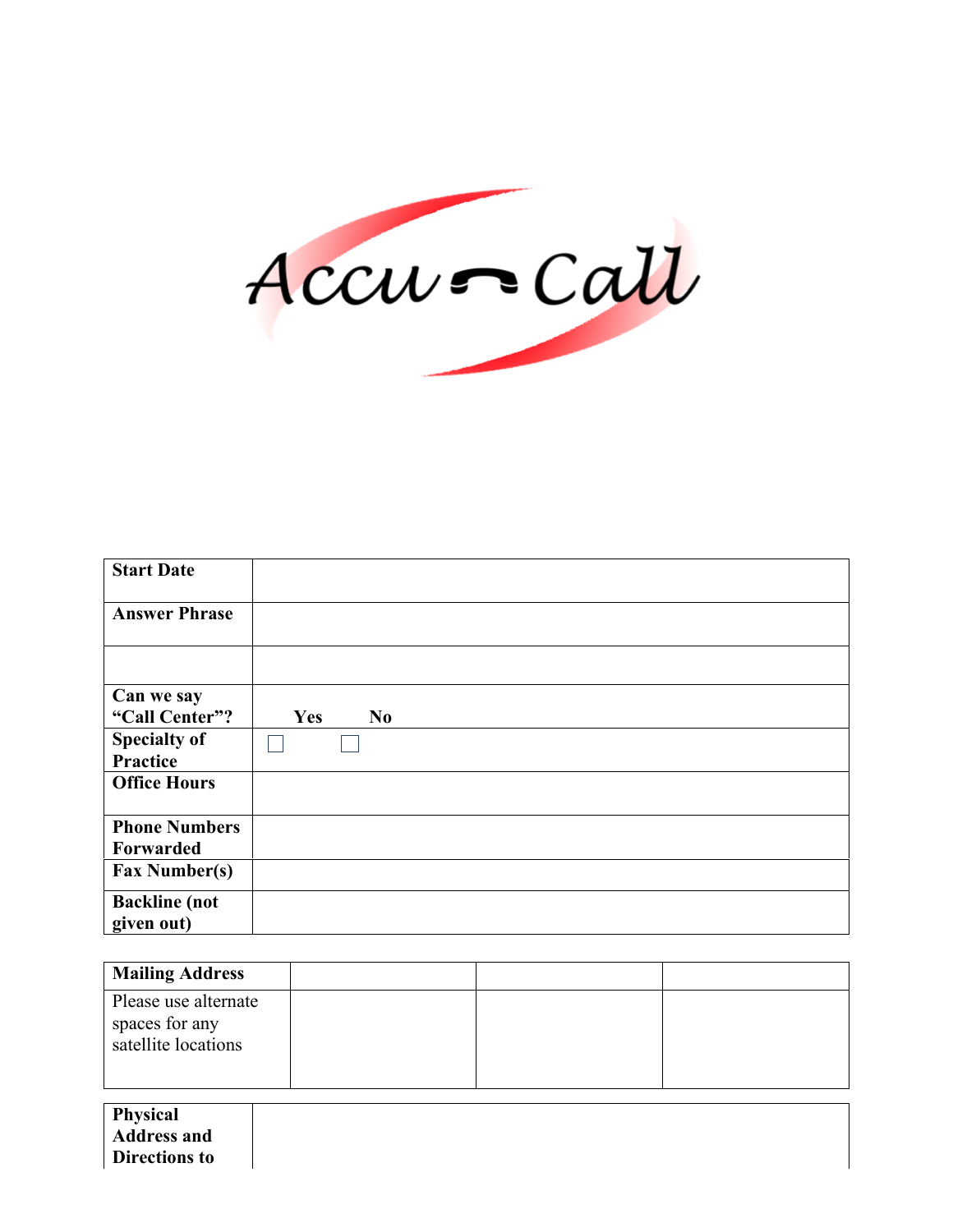Accu Call

| Start Date | |
|---|---|
| Answer Phrase | |
| | |
| Can we say "Call Center"? | Yes ☐ No ☐ |
| Specialty of Practice | |
| Office Hours | |
| Phone Numbers Forwarded | |
| Fax Number(s) | |
| Backline (not given out) | |

| Mailing Address | | | |
|---|---|---|---|
| Please use alternate spaces for any satellite locations | | | |

| Physical Address and Directions to | |
|---|---|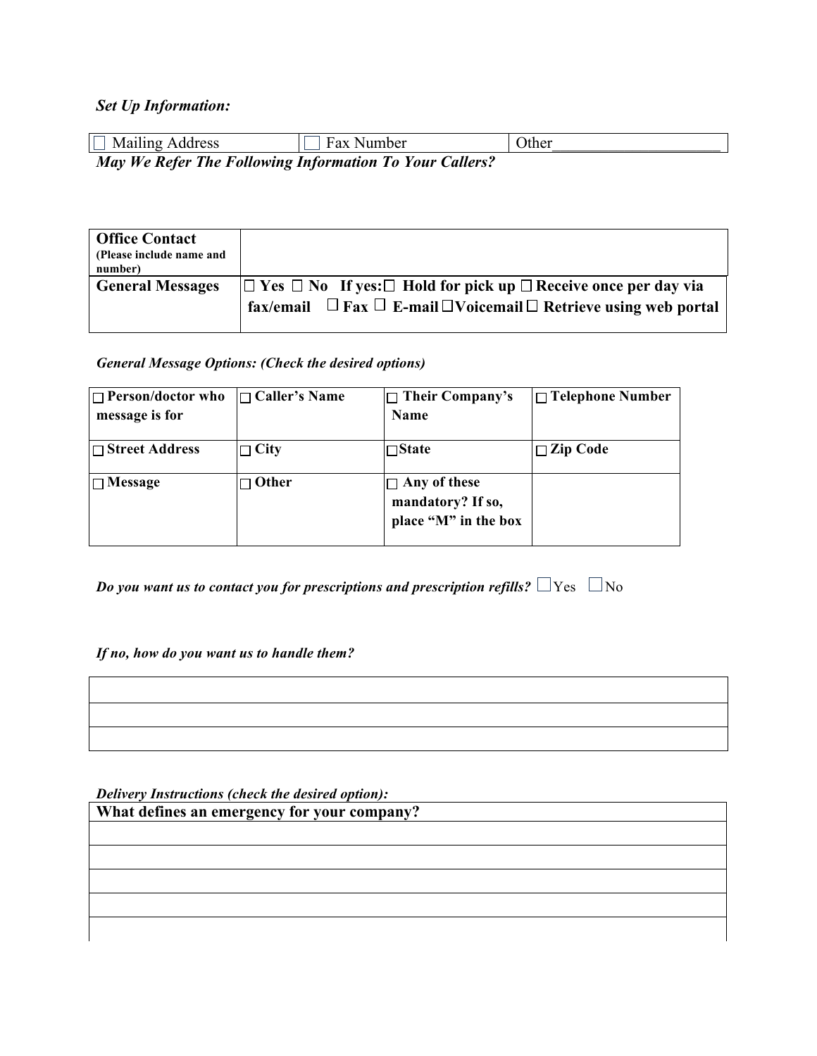*Set Up Information:*

| ☐ Mailing Address | ☐ Fax Number | Other____________________ |
|---|---|---|

***May We Refer The Following Information To Your Callers?***

| **Office Contact** (Please include name and number) | |
|---|---|
| **General Messages** | **☐ Yes ☐ No If yes:☐ Hold for pick up ☐ Receive once per day via fax/email ☐ Fax ☐ E-mail ☐Voicemail ☐ Retrieve using web portal** |

***General Message Options: (Check the desired options)***

| **☐ Person/doctor who message is for** | **☐ Caller's Name** | **☐ Their Company's Name** | **☐ Telephone Number** |
|---|---|---|---|
| **☐ Street Address** | **☐ City** | **☐State** | **☐ Zip Code** |
| **☐ Message** | **☐ Other** | **☐ Any of these mandatory? If so, place "M" in the box** | |

***Do you want us to contact you for prescriptions and prescription refills?*** ☐Yes ☐No

***If no, how do you want us to handle them?***

| |
|---|
| |
| |
| |

***Delivery Instructions (check the desired option):***

| **What defines an emergency for your company?** |
|---|
| |
| |
| |
| |
| |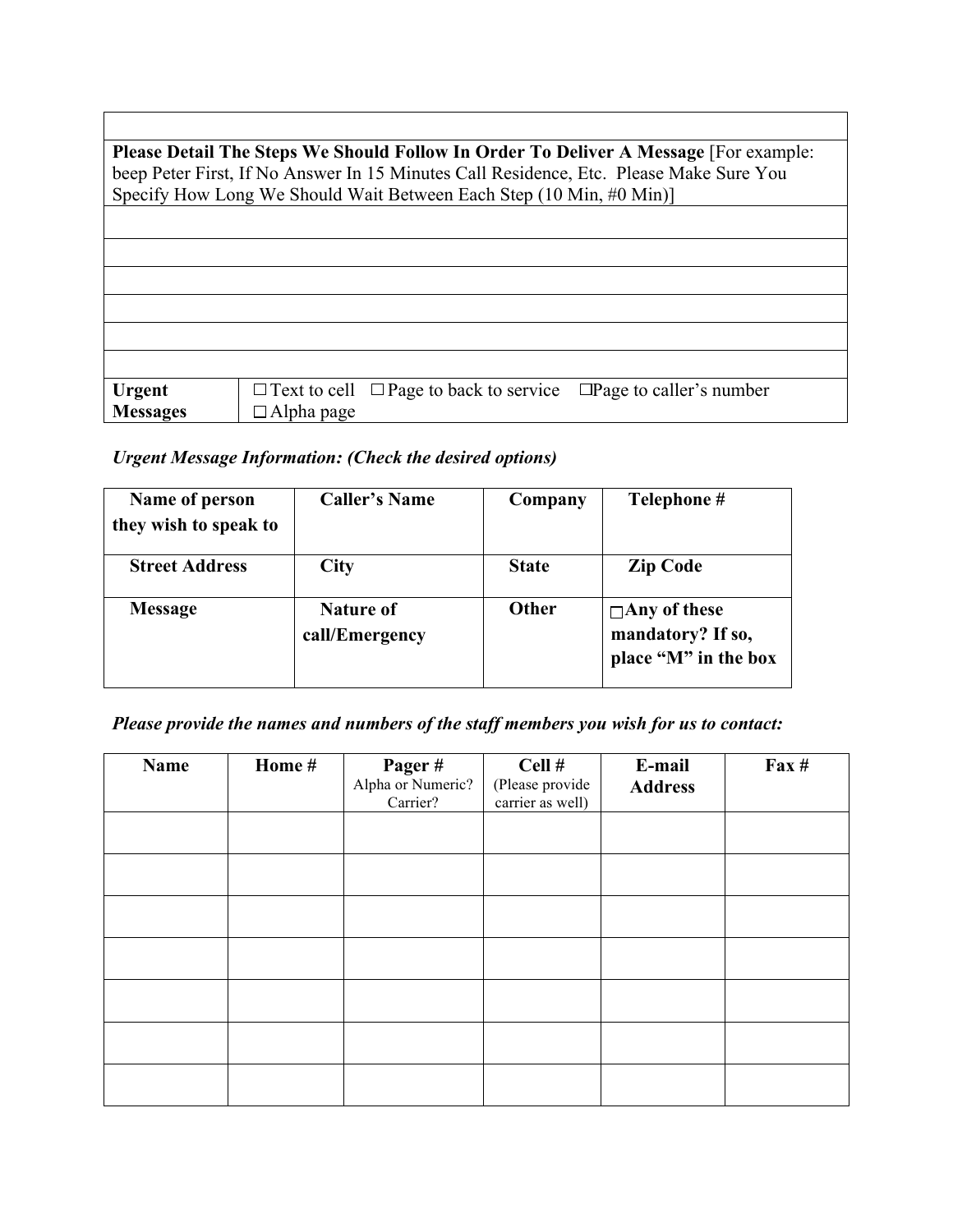| |
|---|
| **Please Detail The Steps We Should Follow In Order To Deliver A Message** [For example: beep Peter First, If No Answer In 15 Minutes Call Residence, Etc. Please Make Sure You Specify How Long We Should Wait Between Each Step (10 Min, #0 Min)] |
| |
| |
| |
| |
| |
| |

| | |
|---|---|
| **Urgent Messages** | ☐ Text to cell ☐ Page to back to service ☐ Page to caller's number ☐ Alpha page |

***Urgent Message Information: (Check the desired options)***

| **Name of person they wish to speak to** | **Caller's Name** | **Company** | **Telephone #** |
|---|---|---|---|
| **Street Address** | **City** | **State** | **Zip Code** |
| **Message** | **Nature of call/Emergency** | **Other** | ☐ **Any of these mandatory? If so, place "M" in the box** |

***Please provide the names and numbers of the staff members you wish for us to contact:***

| **Name** | **Home #** | **Pager #** Alpha or Numeric? Carrier? | **Cell #** (Please provide carrier as well) | **E-mail Address** | **Fax #** |
|---|---|---|---|---|---|
| | | | | | |
| | | | | | |
| | | | | | |
| | | | | | |
| | | | | | |
| | | | | | |
| | | | | | |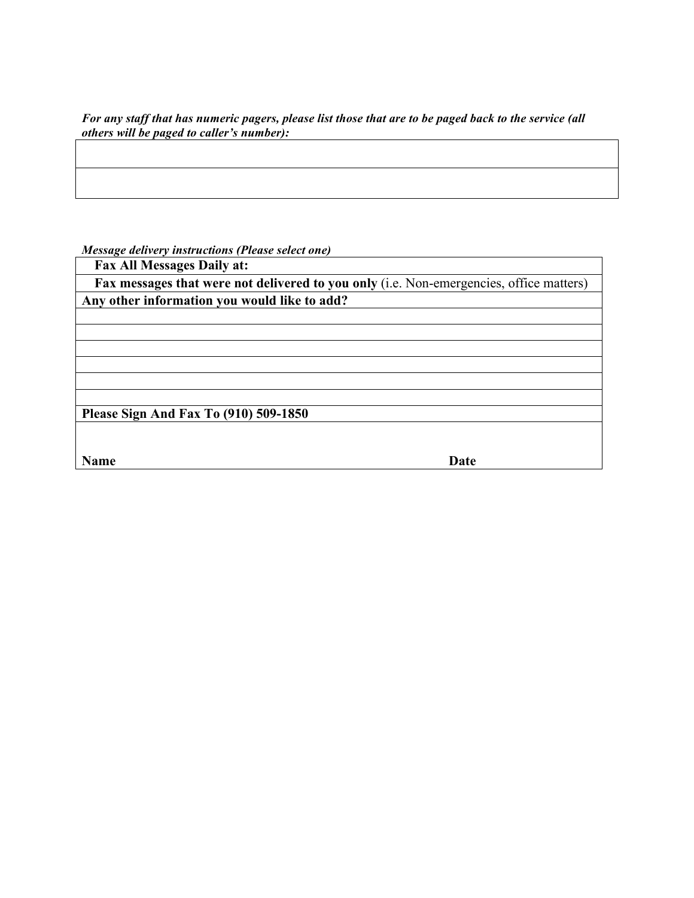***For any staff that has numeric pagers, please list those that are to be paged back to the service (all others will be paged to caller's number):***

| |
|---|
| |
| |

***Message delivery instructions (Please select one)***

| |
|---|
| **Fax All Messages Daily at:** |
| **Fax messages that were not delivered to you only** (i.e. Non-emergencies, office matters) |
| **Any other information you would like to add?** |
| |
| |
| |
| |
| |
| |
| **Please Sign And Fax To (910) 509-1850** |
| **Name** **Date** |